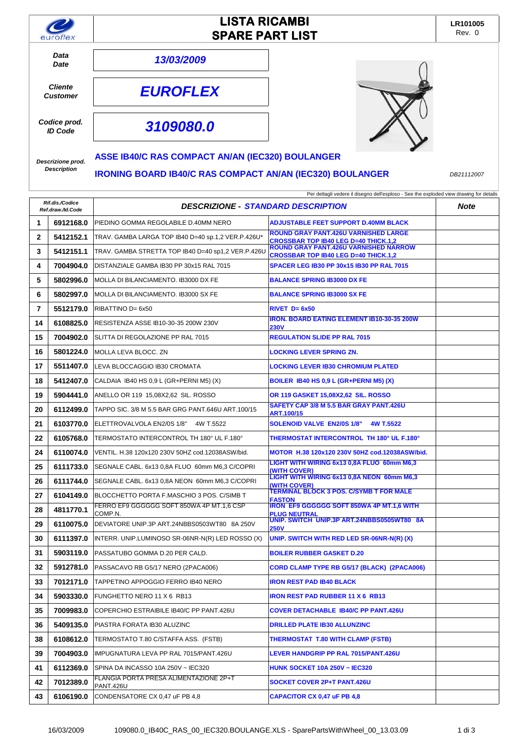# LISTA RICAMBI
# SPARE PART LIST

LR101005
Rev. 0

| | |
|---|---|
| *Data* *Date* | ***13/03/2009*** |
| *Cliente* *Customer* | ***EUROFLEX*** |
| *Codice prod.* *ID Code* | ***3109080.0*** |

*Descrizione prod.* *Description*

**ASSE IB40/C RAS COMPACT AN/AN (IEC320) BOULANGER**

**IRONING BOARD IB40/C RAS COMPACT AN/AN (IEC320) BOULANGER**

*DB21112007*

Per dettagli vedere il disegno dell'esploso - See the exploded view drawing for details

| Rif.dis./Codice Ref.draw./Id.Code | | DESCRIZIONE - STANDARD DESCRIPTION | | Note |
|---|---|---|---|---|
| 1 | 6912168.0 | PIEDINO GOMMA REGOLABILE D.40MM NERO | ADJUSTABLE FEET SUPPORT D.40MM BLACK | |
| 2 | 5412152.1 | TRAV. GAMBA LARGA TOP IB40 D=40 sp.1,2 VER.P.426U* | ROUND GRAY PANT.426U VARNISHED LARGE CROSSBAR TOP IB40 LEG D=40 THICK.1,2 | |
| 3 | 5412151.1 | TRAV. GAMBA STRETTA TOP IB40 D=40 sp1,2 VER.P.426U | ROUND GRAY PANT.426U VARNISHED NARROW CROSSBAR TOP IB40 LEG D=40 THICK.1,2 | |
| 4 | 7004904.0 | DISTANZIALE GAMBA IB30 PP 30x15 RAL 7015 | SPACER LEG IB30 PP 30x15 IB30 PP RAL 7015 | |
| 5 | 5802996.0 | MOLLA DI BILANCIAMENTO. IB3000 DX FE | BALANCE SPRING IB3000 DX FE | |
| 6 | 5802997.0 | MOLLA DI BILANCIAMENTO. IB3000 SX FE | BALANCE SPRING IB3000 SX FE | |
| 7 | 5512179.0 | RIBATTINO D= 6x50 | RIVET D= 6x50 | |
| 14 | 6108825.0 | RESISTENZA ASSE IB10-30-35 200W 230V | IRON. BOARD EATING ELEMENT IB10-30-35 200W 230V | |
| 15 | 7004902.0 | SLITTA DI REGOLAZIONE PP RAL 7015 | REGULATION SLIDE PP RAL 7015 | |
| 16 | 5801224.0 | MOLLA LEVA BLOCC. ZN | LOCKING LEVER SPRING ZN. | |
| 17 | 5511407.0 | LEVA BLOCCAGGIO IB30 CROMATA | LOCKING LEVER IB30 CHROMIUM PLATED | |
| 18 | 5412407.0 | CALDAIA IB40 HS 0,9 L (GR+PERNI M5) (X) | BOILER IB40 HS 0,9 L (GR+PERNI M5) (X) | |
| 19 | 5904441.0 | ANELLO OR 119 15,08X2,62 SIL. ROSSO | OR 119 GASKET 15,08X2,62 SIL. ROSSO | |
| 20 | 6112499.0 | TAPPO SIC. 3/8 M 5.5 BAR GRG PANT.646U ART.100/15 | SAFETY CAP 3/8 M 5.5 BAR GRAY PANT.426U ART.100/15 | |
| 21 | 6103770.0 | ELETTROVALVOLA EN2/0S 1/8" 4W T.5522 | SOLENOID VALVE EN2/0S 1/8" 4W T.5522 | |
| 22 | 6105768.0 | TERMOSTATO INTERCONTROL TH 180° UL F.180° | THERMOSTAT INTERCONTROL TH 180° UL F.180° | |
| 24 | 6110074.0 | VENTIL. H.38 120x120 230V 50HZ cod.12038ASW/bid. | MOTOR H.38 120x120 230V 50HZ cod.12038ASW/bid. | |
| 25 | 6111733.0 | SEGNALE CABL. 6x13 0,8A FLUO 60mm M6,3 C/COPRI | LIGHT WITH WIRING 6x13 0,8A FLUO 60mm M6,3 (WITH COVER) | |
| 26 | 6111744.0 | SEGNALE CABL. 6x13 0,8A NEON 60mm M6,3 C/COPRI | LIGHT WITH WIRING 6x13 0,8A NEON 60mm M6,3 (WITH COVER) | |
| 27 | 6104149.0 | BLOCCHETTO PORTA F.MASCHIO 3 POS. C/SIMB T | TERMINAL BLOCK 3 POS. C/SYMB T FOR MALE FASTON | |
| 28 | 4811770.1 | FERRO EF9 GGGGGG SOFT 850WA 4P MT.1,6 CSP COMP.N. | IRON EF9 GGGGGG SOFT 850WA 4P MT.1,6 WITH PLUG NEUTRAL | |
| 29 | 6110075.0 | DEVIATORE UNIP.3P ART.24NBBS0503WT80 8A 250V | UNIP. SWITCH UNIP.3P ART.24NBBS0505WT80 8A 250V | |
| 30 | 6111397.0 | INTERR. UNIP.LUMINOSO SR-06NR-N(R) LED ROSSO (X) | UNIP. SWITCH WITH RED LED SR-06NR-N(R) (X) | |
| 31 | 5903119.0 | PASSATUBO GOMMA D.20 PER CALD. | BOILER RUBBER GASKET D.20 | |
| 32 | 5912781.0 | PASSACAVO RB G5/17 NERO (2PACA006) | CORD CLAMP TYPE RB G5/17 (BLACK) (2PACA006) | |
| 33 | 7012171.0 | TAPPETINO APPOGGIO FERRO IB40 NERO | IRON REST PAD IB40 BLACK | |
| 34 | 5903330.0 | FUNGHETTO NERO 11 X 6 RB13 | IRON REST PAD RUBBER 11 X 6 RB13 | |
| 35 | 7009983.0 | COPERCHIO ESTRAIBILE IB40/C PP PANT.426U | COVER DETACHABLE IB40/C PP PANT.426U | |
| 36 | 5409135.0 | PIASTRA FORATA IB30 ALUZINC | DRILLED PLATE IB30 ALLUNZINC | |
| 38 | 6108612.0 | TERMOSTATO T.80 C/STAFFA ASS. (FSTB) | THERMOSTAT T.80 WITH CLAMP (FSTB) | |
| 39 | 7004903.0 | IMPUGNATURA LEVA PP RAL 7015/PANT.426U | LEVER HANDGRIP PP RAL 7015/PANT.426U | |
| 41 | 6112369.0 | SPINA DA INCASSO 10A 250V ~ IEC320 | HUNK SOCKET 10A 250V ~ IEC320 | |
| 42 | 7012389.0 | FLANGIA PORTA PRESA ALIMENTAZIONE 2P+T PANT.426U | SOCKET COVER 2P+T PANT.426U | |
| 43 | 6106190.0 | CONDENSATORE CX 0,47 uF PB 4,8 | CAPACITOR CX 0,47 uF PB 4,8 | |

16/03/2009 109080.0_IB40C_RAS_00_IEC320.BOULANGE.XLS - SparePartsWithWheel_00_13.03.09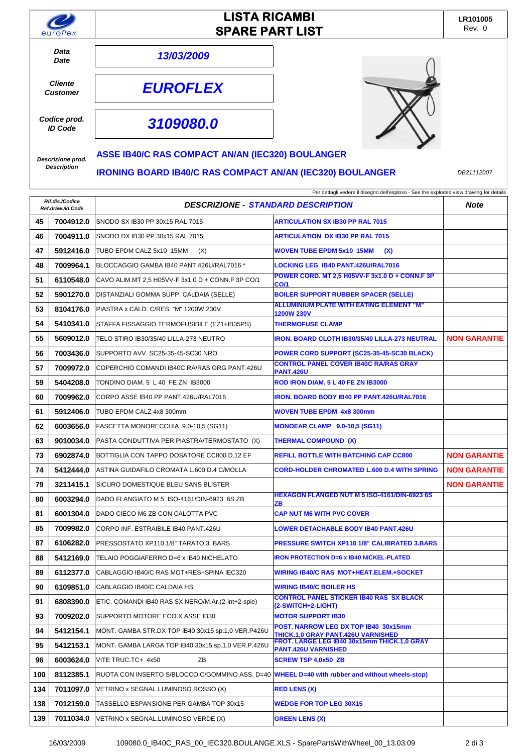# LISTA RICAMBI
# SPARE PART LIST

LR101005
Rev. 0

| | |
|---|---|
| **Data / Date** | ***13/03/2009*** |
| **Cliente / Customer** | ***EUROFLEX*** |
| **Codice prod. / ID Code** | ***3109080.0*** |

**Descrizione prod. / Description**

**ASSE IB40/C RAS COMPACT AN/AN (IEC320) BOULANGER**

**IRONING BOARD IB40/C RAS COMPACT AN/AN (IEC320) BOULANGER**

*DB21112007*

Per dettagli vedere il disegno dell'esploso - See the exploded view drawing for details

| Rif.dis./Codice Ref.draw./Id.Code | | DESCRIZIONE - STANDARD DESCRIPTION | | Note |
|---|---|---|---|---|
| 45 | 7004912.0 | SNODO SX IB30 PP RAL 7015 | ARTICULATION SX IB30 PP RAL 7015 | |
| 46 | 7004911.0 | SNODO DX IB30 PP 30x15 RAL 7015 | ARTICULATION DX IB30 PP RAL 7015 | |
| 47 | 5912416.0 | TUBO EPDM CALZ 5x10 15MM (X) | WOVEN TUBE EPDM 5x10 15MM (X) | |
| 48 | 7009964.1 | BLOCCAGGIO GAMBA IB40 PANT.426U/RAL7016 * | LOCKING LEG IB40 PANT.426U/RAL7016 | |
| 51 | 6110548.0 | CAVO ALIM.MT 2,5 H05VV-F 3x1.0 D + CONN.F 3P CO/1 | POWER CORD. MT 2,5 H05VV-F 3x1.0 D + CONN.F 3P CO/1 | |
| 52 | 5901270.0 | DISTANZIALI GOMMA SUPP. CALDAIA (SELLE) | BOILER SUPPORT RUBBER SPACER (SELLE) | |
| 53 | 8104176.0 | PIASTRA x CALD. C/RES. "M" 1200W 230V | ALLUMINIUM PLATE WITH EATING ELEMENT "M" 1200W 230V | |
| 54 | 5410341.0 | STAFFA FISSAGGIO TERMOFUSIBILE (EZ1+IB35PS) | THERMOFUSE CLAMP | |
| 55 | 5609012.0 | TELO STIRO IB30/35/40 LILLA-273 NEUTRO | IRON. BOARD CLOTH IB30/35/40 LILLA-273 NEUTRAL | NON GARANTIE |
| 56 | 7003436.0 | SUPPORTO AVV. SC25-35-45-SC30 NRO | POWER CORD SUPPORT (SC25-35-45-SC30 BLACK) | |
| 57 | 7009972.0 | COPERCHIO COMANDI IB40C RA/RAS GRG PANT.426U | CONTROL PANEL COVER IB40C RA/RAS GRAY PANT.426U | |
| 59 | 5404208.0 | TONDINO DIAM. 5 L 40 FE ZN IB3000 | ROD IRON DIAM. 5 L 40 FE ZN IB3000 | |
| 60 | 7009962.0 | CORPO ASSE IB40 PP PANT.426U/RAL7016 | IRON. BOARD BODY IB40 PP PANT.426U/RAL7016 | |
| 61 | 5912406.0 | TUBO EPDM CALZ 4x8 300mm | WOVEN TUBE EPDM 4x8 300mm | |
| 62 | 6003656.0 | FASCETTA MONORECCHIA 9,0-10,5 (SG11) | MONOEAR CLAMP 9,0-10,5 (SG11) | |
| 63 | 9010034.0 | PASTA CONDUTTIVA PER PIASTRA/TERMOSTATO (X) | THERMAL COMPOUND (X) | |
| 73 | 6902874.0 | BOTTIGLIA CON TAPPO DOSATORE CC800 D.12 EF | REFILL BOTTLE WITH BATCHING CAP CC800 | NON GARANTIE |
| 74 | 5412444.0 | ASTINA GUIDAFILO CROMATA L.600 D.4 C/MOLLA | CORD-HOLDER CHROMATED L.600 D.4 WITH SPRING | NON GARANTIE |
| 79 | 3211415.1 | SICURO DOMESTIQUE BLEU SANS BLISTER | | NON GARANTIE |
| 80 | 6003294.0 | DADO FLANGIATO M 5 ISO-4161/DIN-6923 6S ZB | HEXAGON FLANGED NUT M 5 ISO-4161/DIN-6923 6S ZB | |
| 81 | 6001304.0 | DADO CIECO M6 ZB CON CALOTTA PVC | CAP NUT M6 WITH PVC COVER | |
| 85 | 7009982.0 | CORPO INF. ESTRAIBILE IB40 PANT.426U | LOWER DETACHABLE BODY IB40 PANT.426U | |
| 87 | 6106282.0 | PRESSOSTATO XP110 1/8" TARATO 3. BARS | PRESSURE SWITCH XP110 1/8" CALIBRATED 3.BARS | |
| 88 | 5412169.0 | TELAIO POGGIAFERRO D=6 x IB40 NICHELATO | IRON PROTECTION D=6 x IB40 NICKEL-PLATED | |
| 89 | 6112377.0 | CABLAGGIO IB40/C RAS MOT+RES+SPINA IEC320 | WIRING IB40/C RAS MOT+HEAT.ELEM.+SOCKET | |
| 90 | 6109851.0 | CABLAGGIO IB40/C CALDAIA HS | WIRING IB40/C BOILER HS | |
| 91 | 6808390.0 | ETIC. COMANDI IB40 RAS SX NERO/M.Ar.(2-int+2-spie) | CONTROL PANEL STICKER IB40 RAS SX BLACK (2-SWITCH+2-LIGHT) | |
| 93 | 7009202.0 | SUPPORTO MOTORE ECO X ASSE IB30 | MOTOR SUPPORT IB30 | |
| 94 | 5412154.1 | MONT. GAMBA STR.DX TOP IB40 30x15 sp.1,0 VER.P426U | POST. NARROW LEG DX TOP IB40 30x15mm THICK.1,0 GRAY PANT.426U VARNISHED | |
| 95 | 5412153.1 | MONT. GAMBA LARGA TOP IB40 30x15 sp.1,0 VER.P.426U | FROT. LARGE LEG IB40 30x15mm THICK.1,0 GRAY PANT.426U VARNISHED | |
| 96 | 6003624.0 | VITE TRUC.TC+ 4x50 ZB | SCREW TSP 4,0x50 ZB | |
| 100 | 8112385.1 | RUOTA CON INSERTO S/BLOCCO C/GOMMINO ASS. D=40 | WHEEL D=40 with rubber and without wheels-stop) | |
| 134 | 7011097.0 | VETRINO x SEGNAL.LUMINOSO ROSSO (X) | RED LENS (X) | |
| 138 | 7012159.0 | TASSELLO ESPANSIONE PER GAMBA TOP 30x15 | WEDGE FOR TOP LEG 30X15 | |
| 139 | 7011034.0 | VETRINO x SEGNAL.LUMINOSO VERDE (X) | GREEN LENS (X) | |

16/03/2009 109080.0_IB40C_RAS_00_IEC320.BOULANGE.XLS - SparePartsWithWheel_00_13.03.09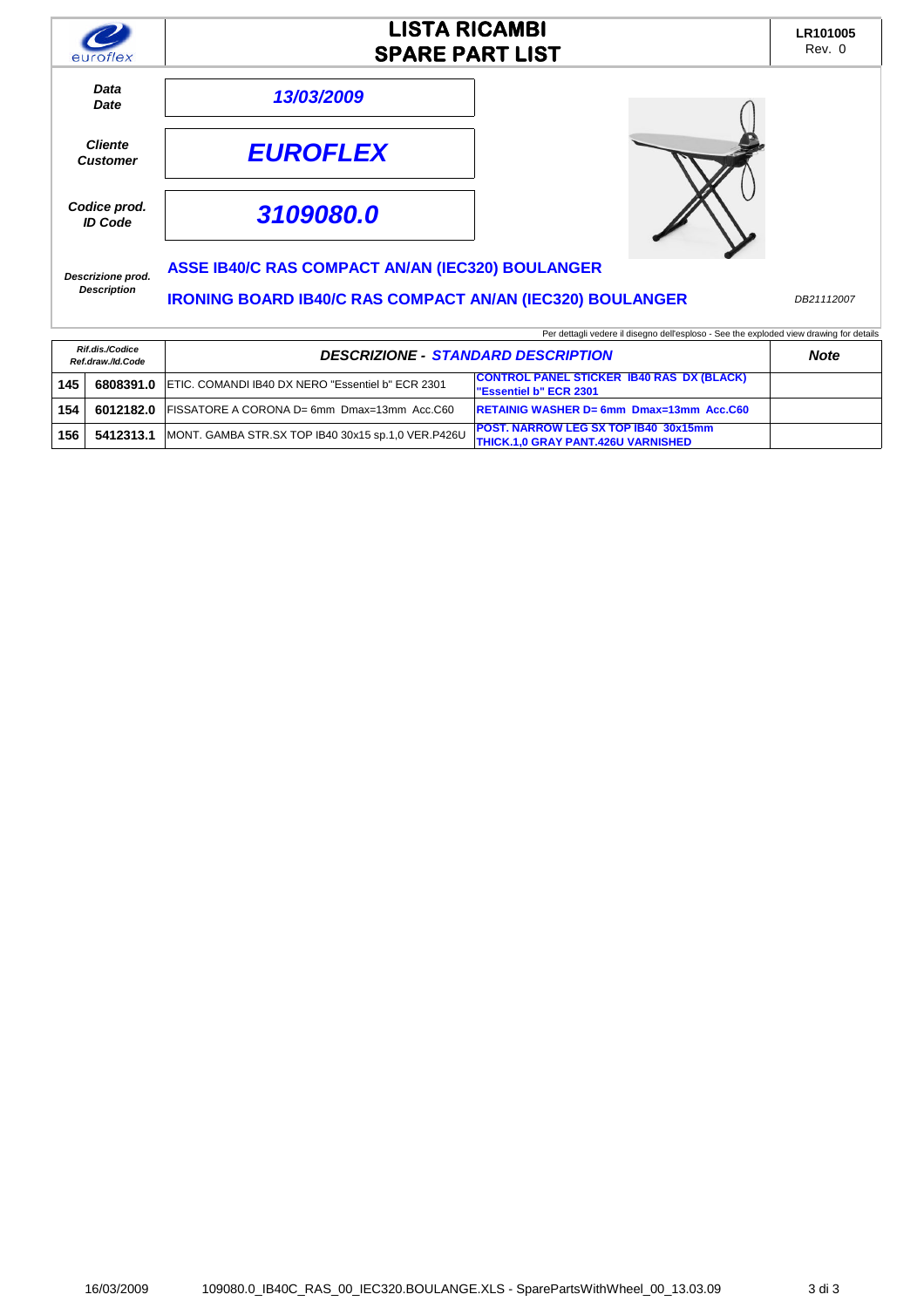euroflex

# LISTA RICAMBI
# SPARE PART LIST

LR101005
Rev. 0

| | |
|---|---|
| *Data* *Date* | *13/03/2009* |
| *Cliente* *Customer* | ***EUROFLEX*** |
| *Codice prod.* *ID Code* | ***3109080.0*** |

*Descrizione prod.* *Description*

**ASSE IB40/C RAS COMPACT AN/AN (IEC320) BOULANGER**

**IRONING BOARD IB40/C RAS COMPACT AN/AN (IEC320) BOULANGER**

*DB21112007*

Per dettagli vedere il disegno dell'esploso - See the exploded view drawing for details

| *Rif.dis./Codice Ref.draw./Id.Code* | | ***DESCRIZIONE - STANDARD DESCRIPTION*** | | ***Note*** |
|---|---|---|---|---|
| **145** | **6808391.0** | ETIC. COMANDI IB40 DX NERO "Essentiel b" ECR 2301 | **CONTROL PANEL STICKER IB40 RAS DX (BLACK) "Essentiel b" ECR 2301** | |
| **154** | **6012182.0** | FISSATORE A CORONA D= 6mm Dmax=13mm Acc.C60 | **RETAINIG WASHER D= 6mm Dmax=13mm Acc.C60** | |
| **156** | **5412313.1** | MONT. GAMBA STR.SX TOP IB40 30x15 sp.1,0 VER.P426U | **POST. NARROW LEG SX TOP IB40 30x15mm THICK.1,0 GRAY PANT.426U VARNISHED** | |

16/03/2009 109080.0_IB40C_RAS_00_IEC320.BOULANGE.XLS - SparePartsWithWheel_00_13.03.09